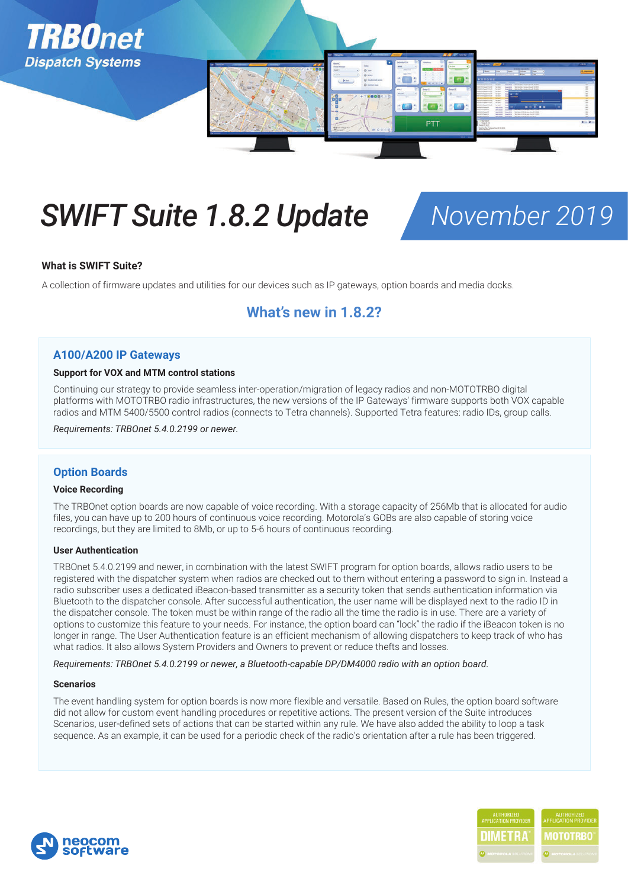TRBOnet

Dispatch Systems

# SWIFT Suite 1.8.2 Update

November 2019

### What is SWIFT Suite?

A collection of firmware updates and utilities for our devices such as IP gateways, option boards and media docks.

## What's new in 1.8.2?

### A100/A200 IP Gateways

**Support for VOX and MTM control stations**

Continuing our strategy to provide seamless inter-operation/migration of legacy radios and non-MOTOTRBO digital platforms with MOTOTRBO radio infrastructures, the new versions of the IP Gateways' firmware supports both VOX capable radios and MTM 5400/5500 control radios (connects to Tetra channels). Supported Tetra features: radio IDs, group calls.

*Requirements: TRBOnet 5.4.0.2199 or newer.*

### Option Boards

**Voice Recording**

The TRBOnet option boards are now capable of voice recording. With a storage capacity of 256Mb that is allocated for audio files, you can have up to 200 hours of continuous voice recording. Motorola's GOBs are also capable of storing voice recordings, but they are limited to 8Mb, or up to 5-6 hours of continuous recording.

**User Authentication**

TRBOnet 5.4.0.2199 and newer, in combination with the latest SWIFT program for option boards, allows radio users to be registered with the dispatcher system when radios are checked out to them without entering a password to sign in. Instead a radio subscriber uses a dedicated iBeacon-based transmitter as a security token that sends authentication information via Bluetooth to the dispatcher console. After successful authentication, the user name will be displayed next to the radio ID in the dispatcher console. The token must be within range of the radio all the time the radio is in use. There are a variety of options to customize this feature to your needs. For instance, the option board can "lock" the radio if the iBeacon token is no longer in range. The User Authentication feature is an efficient mechanism of allowing dispatchers to keep track of who has what radios. It also allows System Providers and Owners to prevent or reduce thefts and losses.

*Requirements: TRBOnet 5.4.0.2199 or newer, a Bluetooth-capable DP/DM4000 radio with an option board.*

**Scenarios**

The event handling system for option boards is now more flexible and versatile. Based on Rules, the option board software did not allow for custom event handling procedures or repetitive actions. The present version of the Suite introduces Scenarios, user-defined sets of actions that can be started within any rule. We have also added the ability to loop a task sequence. As an example, it can be used for a periodic check of the radio's orientation after a rule has been triggered.

neocom software

AUTHORIZED APPLICATION PROVIDER DIMETRA MOTOROLA SOLUTIONS

AUTHORIZED APPLICATION PROVIDER MOTOTRBO MOTOROLA SOLUTIONS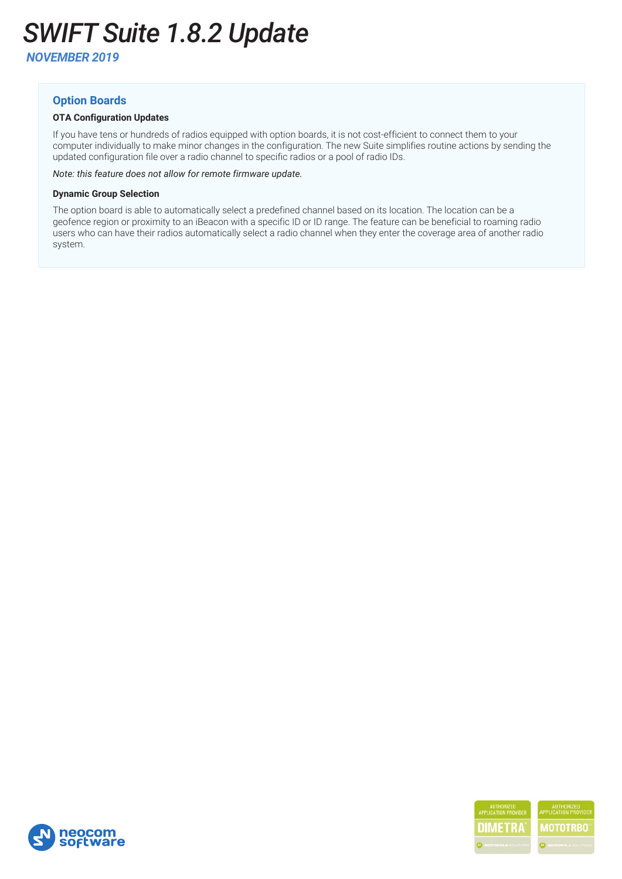# SWIFT Suite 1.8.2 Update

***NOVEMBER 2019***

## Option Boards

### OTA Configuration Updates

If you have tens or hundreds of radios equipped with option boards, it is not cost-efficient to connect them to your computer individually to make minor changes in the configuration. The new Suite simplifies routine actions by sending the updated configuration file over a radio channel to specific radios or a pool of radio IDs.

*Note: this feature does not allow for remote firmware update.*

### Dynamic Group Selection

The option board is able to automatically select a predefined channel based on its location. The location can be a geofence region or proximity to an iBeacon with a specific ID or ID range. The feature can be beneficial to roaming radio users who can have their radios automatically select a radio channel when they enter the coverage area of another radio system.